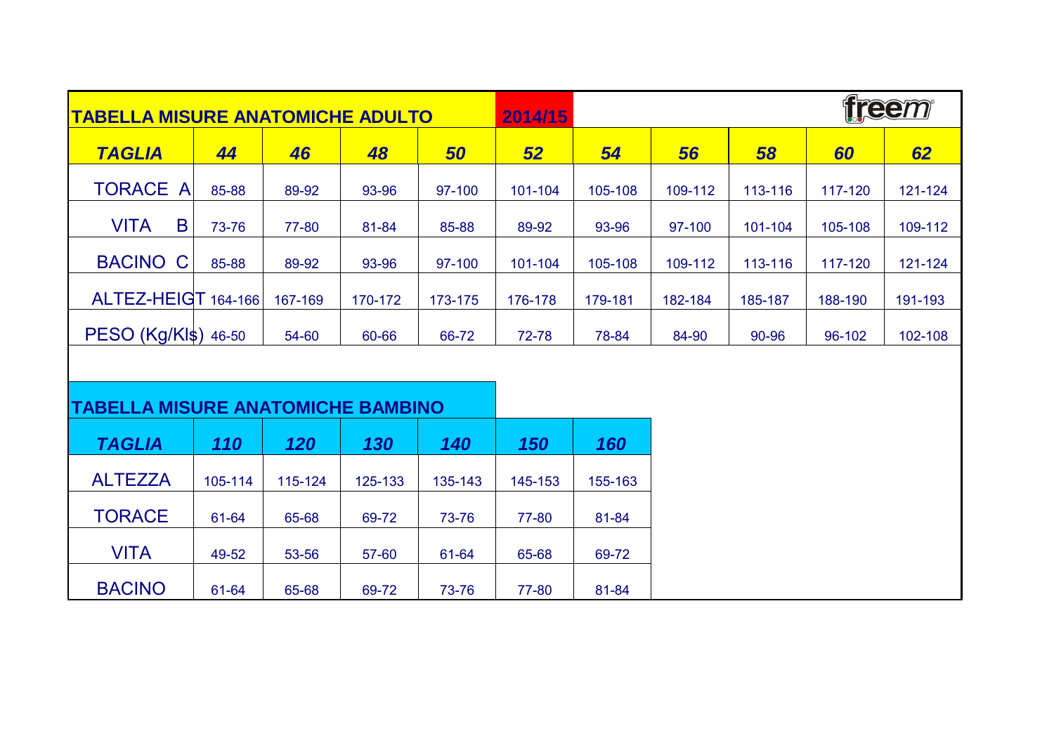## TABELLA MISURE ANATOMICHE ADULTO 2014/15

freem

| TAGLIA | 44 | 46 | 48 | 50 | 52 | 54 | 56 | 58 | 60 | 62 |
|---|---|---|---|---|---|---|---|---|---|---|
| TORACE A | 85-88 | 89-92 | 93-96 | 97-100 | 101-104 | 105-108 | 109-112 | 113-116 | 117-120 | 121-124 |
| VITA B | 73-76 | 77-80 | 81-84 | 85-88 | 89-92 | 93-96 | 97-100 | 101-104 | 105-108 | 109-112 |
| BACINO C | 85-88 | 89-92 | 93-96 | 97-100 | 101-104 | 105-108 | 109-112 | 113-116 | 117-120 | 121-124 |
| ALTEZ-HEIGT | 164-166 | 167-169 | 170-172 | 173-175 | 176-178 | 179-181 | 182-184 | 185-187 | 188-190 | 191-193 |
| PESO (Kg/Kls) | 46-50 | 54-60 | 60-66 | 66-72 | 72-78 | 78-84 | 84-90 | 90-96 | 96-102 | 102-108 |

## TABELLA MISURE ANATOMICHE BAMBINO

| TAGLIA | 110 | 120 | 130 | 140 | 150 | 160 |
|---|---|---|---|---|---|---|
| ALTEZZA | 105-114 | 115-124 | 125-133 | 135-143 | 145-153 | 155-163 |
| TORACE | 61-64 | 65-68 | 69-72 | 73-76 | 77-80 | 81-84 |
| VITA | 49-52 | 53-56 | 57-60 | 61-64 | 65-68 | 69-72 |
| BACINO | 61-64 | 65-68 | 69-72 | 73-76 | 77-80 | 81-84 |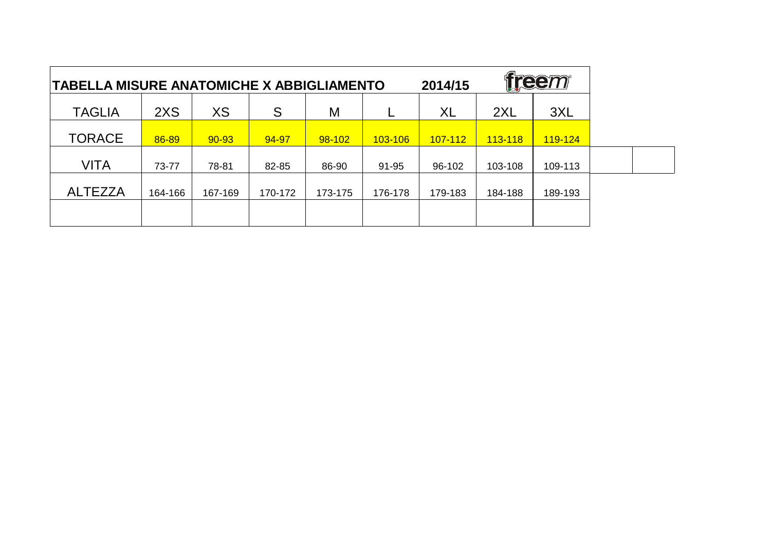**TABELLA MISURE ANATOMICHE X ABBIGLIAMENTO** **2014/15** freem

| TAGLIA | 2XS | XS | S | M | L | XL | 2XL | 3XL |
|---|---|---|---|---|---|---|---|---|
| TORACE | 86-89 | 90-93 | 94-97 | 98-102 | 103-106 | 107-112 | 113-118 | 119-124 |
| VITA | 73-77 | 78-81 | 82-85 | 86-90 | 91-95 | 96-102 | 103-108 | 109-113 |
| ALTEZZA | 164-166 | 167-169 | 170-172 | 173-175 | 176-178 | 179-183 | 184-188 | 189-193 |
| | | | | | | | | |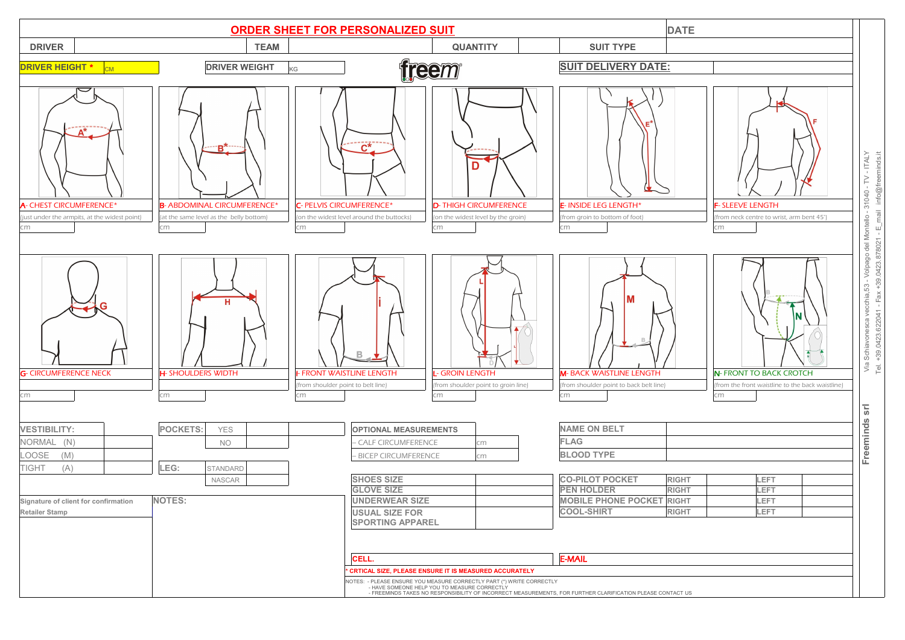# ORDER SHEET FOR PERSONALIZED SUIT

| | | | | | | | |
|---|---|---|---|---|---|---|---|
| DRIVER | | TEAM | | QUANTITY | | SUIT TYPE | |

DATE

**DRIVER HEIGHT *** CM

**DRIVER WEIGHT** KG

freem

**SUIT DELIVERY DATE:**

A* B* C* D E* F

**A- CHEST CIRCUMFERENCE***
(just under the armpits, at the widest point)
cm

**B- ABDOMINAL CIRCUMFERENCE***
(at the same level as the belly bottom)
cm

**C- PELVIS CIRCUMFERENCE***
(on the widest level around the buttocks)
cm

**D- THIGH CIRCUMFERENCE**
(on the widest level by the groin)
cm

**E- INSIDE LEG LENGTH***
(from groin to bottom of foot)
cm

**F- SLEEVE LENGTH**
(from neck centre to wrist, arm bent 45°)
cm

G H i B L D L M B B N N

**G- CIRCUMFERENCE NECK**
cm

**H- SHOULDERS WIDTH**
cm

**I- FRONT WAISTLINE LENGTH**
(from shoulder point to belt line)
cm

**L- GROIN LENGTH**
(from shoulder point to groin line)
cm

**M- BACK WAISTLINE LENGTH**
(from shoulder point to back belt line)
cm

**N- FRONT TO BACK CROTCH**
(from the front waistline to the back waistline)
cm

| VESTIBILITY: | |
|---|---|
| NORMAL (N) | |
| LOOSE (M) | |
| TIGHT (A) | |

| | | |
|---|---|---|
| POCKETS: | YES | |
| | NO | |
| LEG: | STANDARD | |
| | NASCAR | |

| OPTIONAL MEASUREMENTS | |
|---|---|
| - CALF CIRCUMFERENCE | cm |
| - BICEP CIRCUMFERENCE | cm |

| | |
|---|---|
| NAME ON BELT | |
| FLAG | |
| BLOOD TYPE | |

| | |
|---|---|
| SHOES SIZE | |
| GLOVE SIZE | |
| UNDERWEAR SIZE | |
| USUAL SIZE FOR SPORTING APPAREL | |

| | | | | |
|---|---|---|---|---|
| CO-PILOT POCKET | RIGHT | | LEFT | |
| PEN HOLDER | RIGHT | | LEFT | |
| MOBILE PHONE POCKET | RIGHT | | LEFT | |
| COOL-SHIRT | RIGHT | | LEFT | |

**Signature of client for confirmation**

**Retailer Stamp**

**NOTES:**

**CELL.**

**E-MAIL**

* CRTICAL SIZE, PLEASE ENSURE IT IS MEASURED ACCURATELY

NOTES: - PLEASE ENSURE YOU MEASURE CORRECTLY PART (*) WRITE CORRECTLY
- HAVE SOMEONE HELP YOU TO MEASURE CORRECTLY
- FREEMINDS TAKES NO RESPONSIBILITY OF INCORRECT MEASUREMENTS, FOR FURTHER CLARIFICATION PLEASE CONTACT US

**Freeminds srl**
Via Schiavonesca vecchia,53 - Volpago del Montello - 31040 - TV - ITALY
Tel. +39.0423.622041 - Fax +39.0423.878021 - E_mail info@freeminds.it